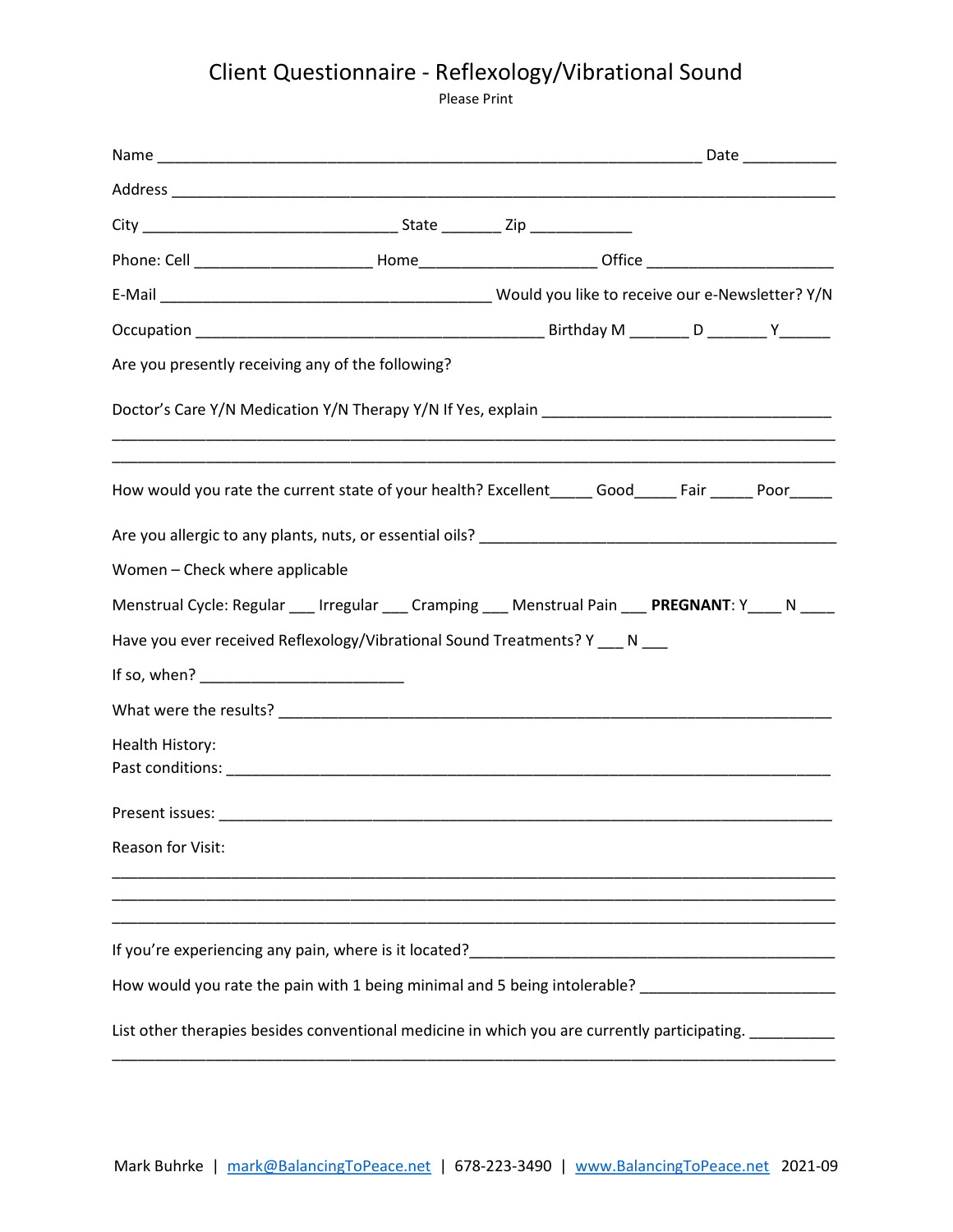# Client Questionnaire - Reflexology/Vibrational Sound

Please Print

Name ___________________________________________________________ Date ___________

Address ________________________________________________________________________

City ______________________________ State _______ Zip ____________

Phone: Cell ____________________ Home____________________ Office _____________________

E-Mail ______________________________________ Would you like to receive our e-Newsletter? Y/N

Occupation _______________________________________ Birthday M _______ D _______ Y______

Are you presently receiving any of the following?

Doctor's Care Y/N Medication Y/N Therapy Y/N If Yes, explain _________________________________

________________________________________________________________________________

________________________________________________________________________________

How would you rate the current state of your health? Excellent_____ Good_____ Fair _____ Poor_____

Are you allergic to any plants, nuts, or essential oils? _________________________________________

Women – Check where applicable

Menstrual Cycle: Regular ___ Irregular ___ Cramping ___ Menstrual Pain ___ **PREGNANT**: Y____ N ____

Have you ever received Reflexology/Vibrational Sound Treatments? Y ___ N ___

If so, when? _______________________

What were the results? _______________________________________________________________

Health History:
Past conditions: ______________________________________________________________________

Present issues: _______________________________________________________________________

Reason for Visit:

________________________________________________________________________________

________________________________________________________________________________

________________________________________________________________________________

If you're experiencing any pain, where is it located?__________________________________________

How would you rate the pain with 1 being minimal and 5 being intolerable? ______________________

List other therapies besides conventional medicine in which you are currently participating. __________

________________________________________________________________________________

Mark Buhrke | mark@BalancingToPeace.net | 678-223-3490 | www.BalancingToPeace.net 2021-09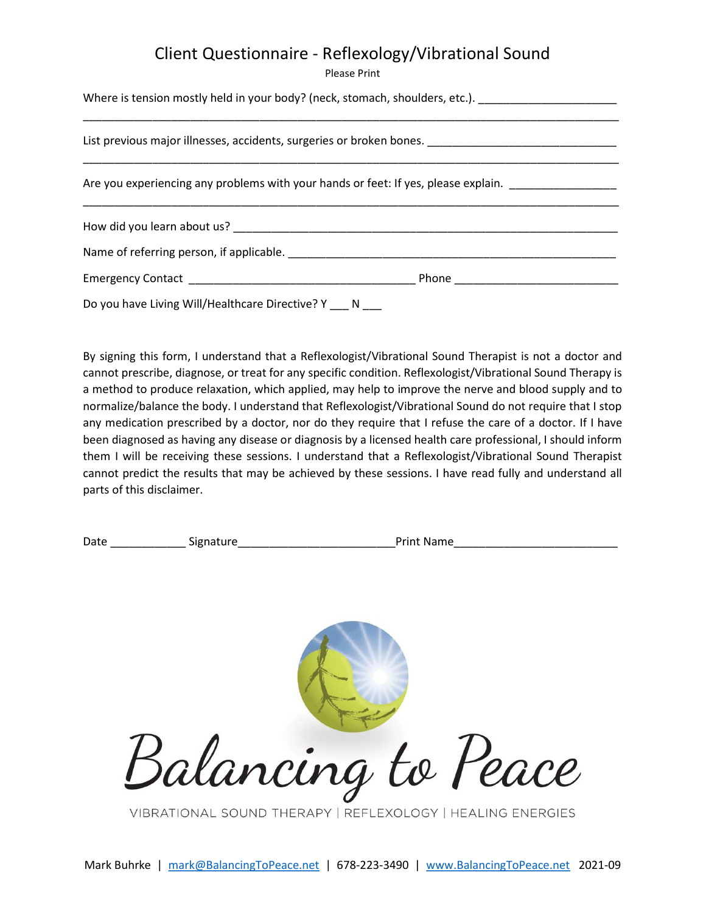# Client Questionnaire - Reflexology/Vibrational Sound

Please Print

Where is tension mostly held in your body? (neck, stomach, shoulders, etc.). ______________________
________________________________________________________________________________________

List previous major illnesses, accidents, surgeries or broken bones. ______________________________
________________________________________________________________________________________

Are you experiencing any problems with your hands or feet: If yes, please explain. _________________
________________________________________________________________________________________

How did you learn about us? ______________________________________________________________

Name of referring person, if applicable. ____________________________________________________

Emergency Contact ____________________________________ Phone __________________________

Do you have Living Will/Healthcare Directive? Y ___ N ___

By signing this form, I understand that a Reflexologist/Vibrational Sound Therapist is not a doctor and cannot prescribe, diagnose, or treat for any specific condition. Reflexologist/Vibrational Sound Therapy is a method to produce relaxation, which applied, may help to improve the nerve and blood supply and to normalize/balance the body. I understand that Reflexologist/Vibrational Sound do not require that I stop any medication prescribed by a doctor, nor do they require that I refuse the care of a doctor. If I have been diagnosed as having any disease or diagnosis by a licensed health care professional, I should inform them I will be receiving these sessions. I understand that a Reflexologist/Vibrational Sound Therapist cannot predict the results that may be achieved by these sessions. I have read fully and understand all parts of this disclaimer.

Date ____________ Signature________________________Print Name__________________________

Balancing to Peace

VIBRATIONAL SOUND THERAPY | REFLEXOLOGY | HEALING ENERGIES

Mark Buhrke | mark@BalancingToPeace.net | 678-223-3490 | www.BalancingToPeace.net 2021-09